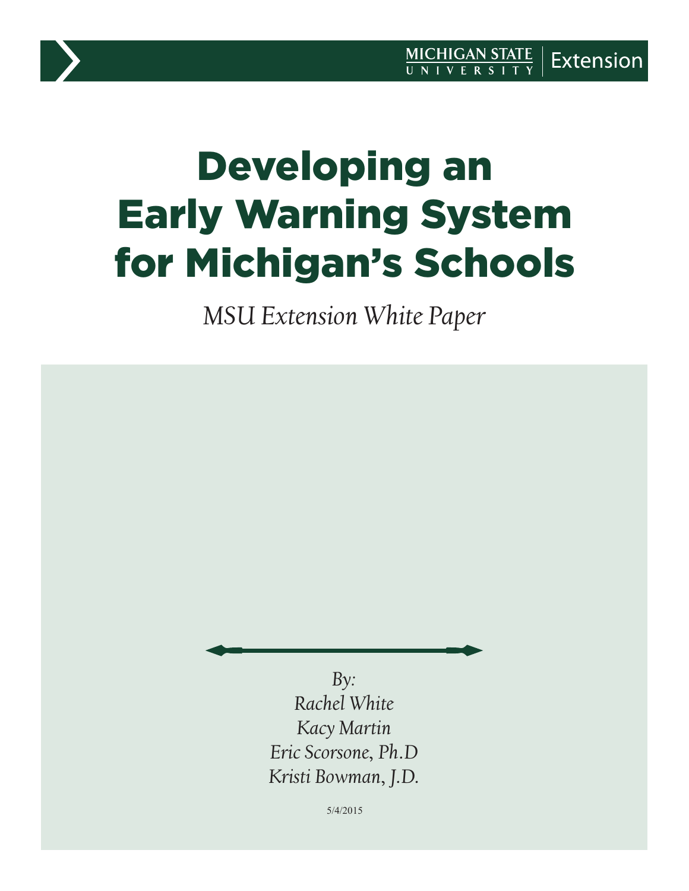MICHIGAN STATE UNIVERSITY | Extension

# Developing an Early Warning System for Michigan's Schools

*MSU Extension White Paper*

*By:*
*Rachel White*
*Kacy Martin*
*Eric Scorsone, Ph.D*
*Kristi Bowman, J.D.*

5/4/2015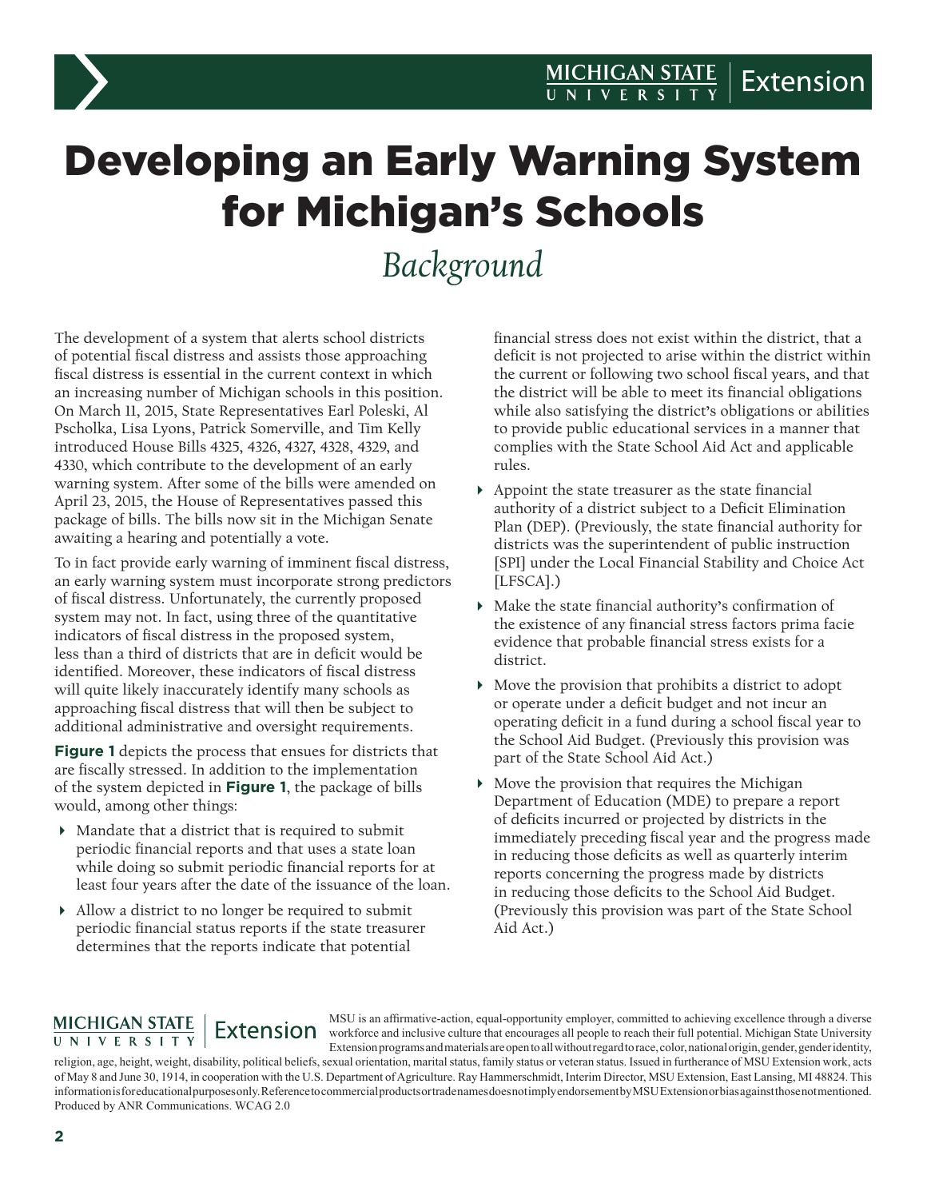# Developing an Early Warning System for Michigan's Schools

## *Background*

The development of a system that alerts school districts of potential fiscal distress and assists those approaching fiscal distress is essential in the current context in which an increasing number of Michigan schools in this position. On March 11, 2015, State Representatives Earl Poleski, Al Pscholka, Lisa Lyons, Patrick Somerville, and Tim Kelly introduced House Bills 4325, 4326, 4327, 4328, 4329, and 4330, which contribute to the development of an early warning system. After some of the bills were amended on April 23, 2015, the House of Representatives passed this package of bills. The bills now sit in the Michigan Senate awaiting a hearing and potentially a vote.

To in fact provide early warning of imminent fiscal distress, an early warning system must incorporate strong predictors of fiscal distress. Unfortunately, the currently proposed system may not. In fact, using three of the quantitative indicators of fiscal distress in the proposed system, less than a third of districts that are in deficit would be identified. Moreover, these indicators of fiscal distress will quite likely inaccurately identify many schools as approaching fiscal distress that will then be subject to additional administrative and oversight requirements.

**Figure 1** depicts the process that ensues for districts that are fiscally stressed. In addition to the implementation of the system depicted in **Figure 1**, the package of bills would, among other things:

- Mandate that a district that is required to submit periodic financial reports and that uses a state loan while doing so submit periodic financial reports for at least four years after the date of the issuance of the loan.
- Allow a district to no longer be required to submit periodic financial status reports if the state treasurer determines that the reports indicate that potential financial stress does not exist within the district, that a deficit is not projected to arise within the district within the current or following two school fiscal years, and that the district will be able to meet its financial obligations while also satisfying the district's obligations or abilities to provide public educational services in a manner that complies with the State School Aid Act and applicable rules.
- Appoint the state treasurer as the state financial authority of a district subject to a Deficit Elimination Plan (DEP). (Previously, the state financial authority for districts was the superintendent of public instruction [SPI] under the Local Financial Stability and Choice Act [LFSCA].)
- Make the state financial authority's confirmation of the existence of any financial stress factors prima facie evidence that probable financial stress exists for a district.
- Move the provision that prohibits a district to adopt or operate under a deficit budget and not incur an operating deficit in a fund during a school fiscal year to the School Aid Budget. (Previously this provision was part of the State School Aid Act.)
- Move the provision that requires the Michigan Department of Education (MDE) to prepare a report of deficits incurred or projected by districts in the immediately preceding fiscal year and the progress made in reducing those deficits as well as quarterly interim reports concerning the progress made by districts in reducing those deficits to the School Aid Budget. (Previously this provision was part of the State School Aid Act.)

MSU is an affirmative-action, equal-opportunity employer, committed to achieving excellence through a diverse workforce and inclusive culture that encourages all people to reach their full potential. Michigan State University Extension programs and materials are open to all without regard to race, color, national origin, gender, gender identity, religion, age, height, weight, disability, political beliefs, sexual orientation, marital status, family status or veteran status. Issued in furtherance of MSU Extension work, acts of May 8 and June 30, 1914, in cooperation with the U.S. Department of Agriculture. Ray Hammerschmidt, Interim Director, MSU Extension, East Lansing, MI 48824. This information is for educational purposes only. Reference to commercial products or trade names does not imply endorsement by MSU Extension or bias against those not mentioned. Produced by ANR Communications. WCAG 2.0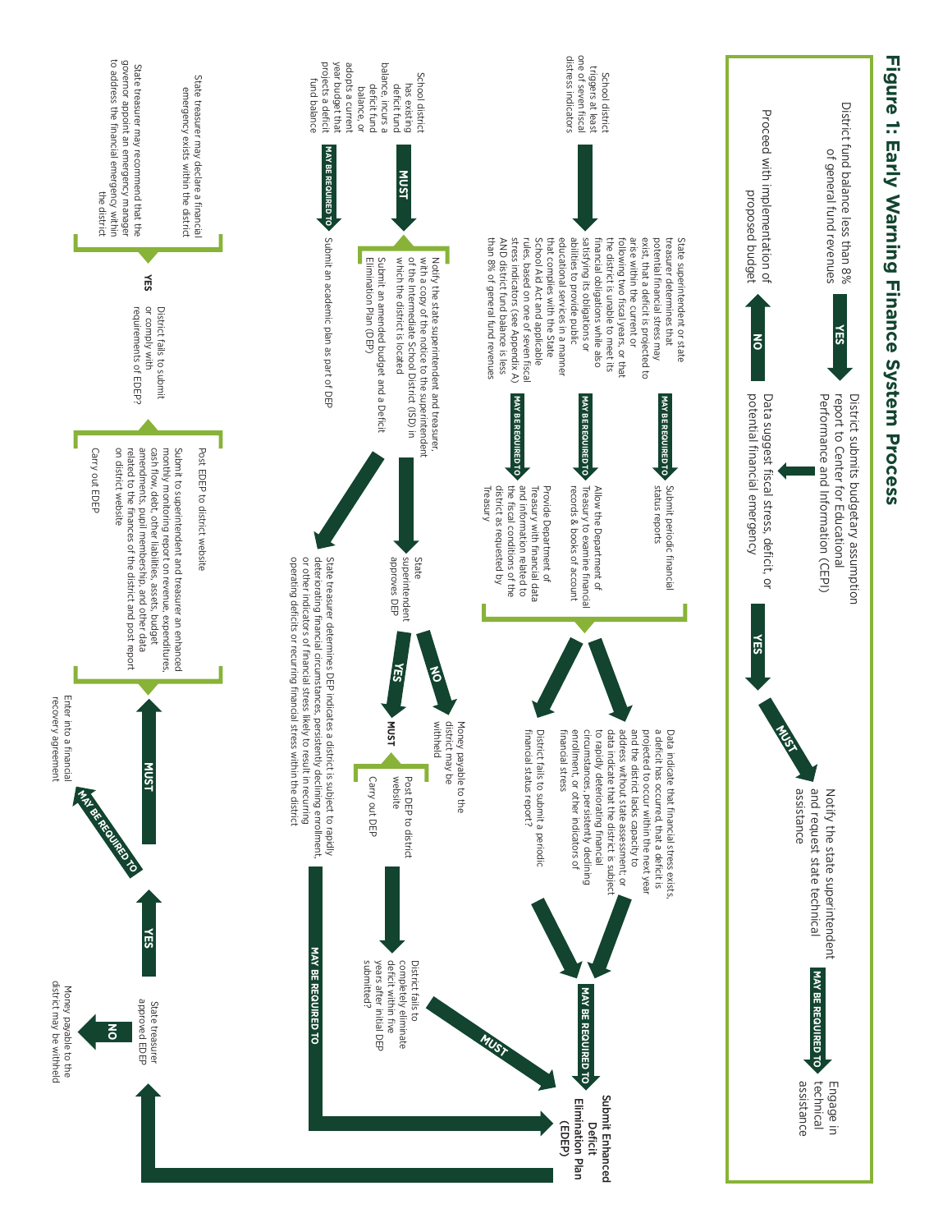# Figure 1: Early Warning Finance System Process

District fund balance less than 8% of general fund revenues

YES → District submits budgetary assumption report to Center for Educational Performance and Information (CEPI)

→ Data suggest fiscal stress, deficit, or potential financial emergency

- NO → Proceed with implementation of proposed budget
- YES → MUST → Notify the state superintendent and request state technical assistance → MAY BE REQUIRED TO → Engage in technical assistance

School district triggers at least one of seven fiscal distress indicators → State superintendent or state treasurer determines that potential financial stress may exist, that a deficit is projected to arise within the current or following two fiscal years, or that the district is unable to meet its financial obligations while also satisfying its obligations or abilities to provide public educational services in a manner that complies with the State School Aid Act and applicable rules, based on one of seven fiscal stress indicators (see Appendix A) AND district fund balance is less than 8% of general fund revenues

- MAY BE REQUIRED TO → Submit periodic financial status reports
- MAY BE REQUIRED TO → Allow the Department of Treasury to examine financial records & books of account
- MAY BE REQUIRED TO → Provide Department of Treasury with financial data and information related to the fiscal conditions of the district as requested by Treasury

→ Data indicate that financial stress exists, a deficit has occurred, that a deficit is projected to occur within the next year and the district lacks capacity to address without state assessment, or data indicate that the district is subject to rapidly deteriorating financial circumstances, persistently declining enrollment, or other indicators of financial stress → MAY BE REQUIRED TO → **Submit Enhanced Deficit Elimination Plan (EDEP)**

→ District fails to submit a periodic financial status report? → MAY BE REQUIRED TO → **Submit Enhanced Deficit Elimination Plan (EDEP)**

School district has existing deficit fund balance, incurs a deficit fund balance, or adopts a current year budget that projects a deficit fund balance

- MUST → Notify the state superintendent and treasurer, with a copy of the notice to the superintendent of the Intermediate School District (ISD) in which the district is located; Submit an amended budget and a Deficit Elimination Plan (DEP)
- MAY BE REQUIRED TO → Submit an academic plan as part of DEP

→ State superintendent approves DEP

- NO → Money payable to the district may be withheld
- YES → MUST → Post DEP to district website; Carry out DEP → District fails to completely eliminate deficit within five years after initial DEP submitted? → MUST → **Submit Enhanced Deficit Elimination Plan (EDEP)**

→ State treasurer determines DEP indicates a district is subject to rapidly deteriorating financial circumstances, persistently declining enrollment, or other indicators of financial stress likely to result in recurring operating deficits or recurring financial stress within the district → MAY BE REQUIRED → **Submit Enhanced Deficit Elimination Plan (EDEP)**

**Submit Enhanced Deficit Elimination Plan (EDEP)** → State treasurer approved EDEP

- NO → Money payable to the district may be withheld
- YES → MUST → Post EDEP to district website; Submit to superintendent and treasurer an enhanced monthly monitoring report on revenue, expenditures, cash flow, debt, other liabilities, assets, budget amendments, pupil membership, and other data related to the finances of the district and post report on district website; Carry out EDEP
- MAY BE REQUIRED TO → Enter into a financial recovery agreement

District fails to submit or comply with requirements of EDEP?

- YES → State treasurer may declare a financial emergency exists within the district; State treasurer may recommend that the governor appoint an emergency manager to address the financial emergency within the district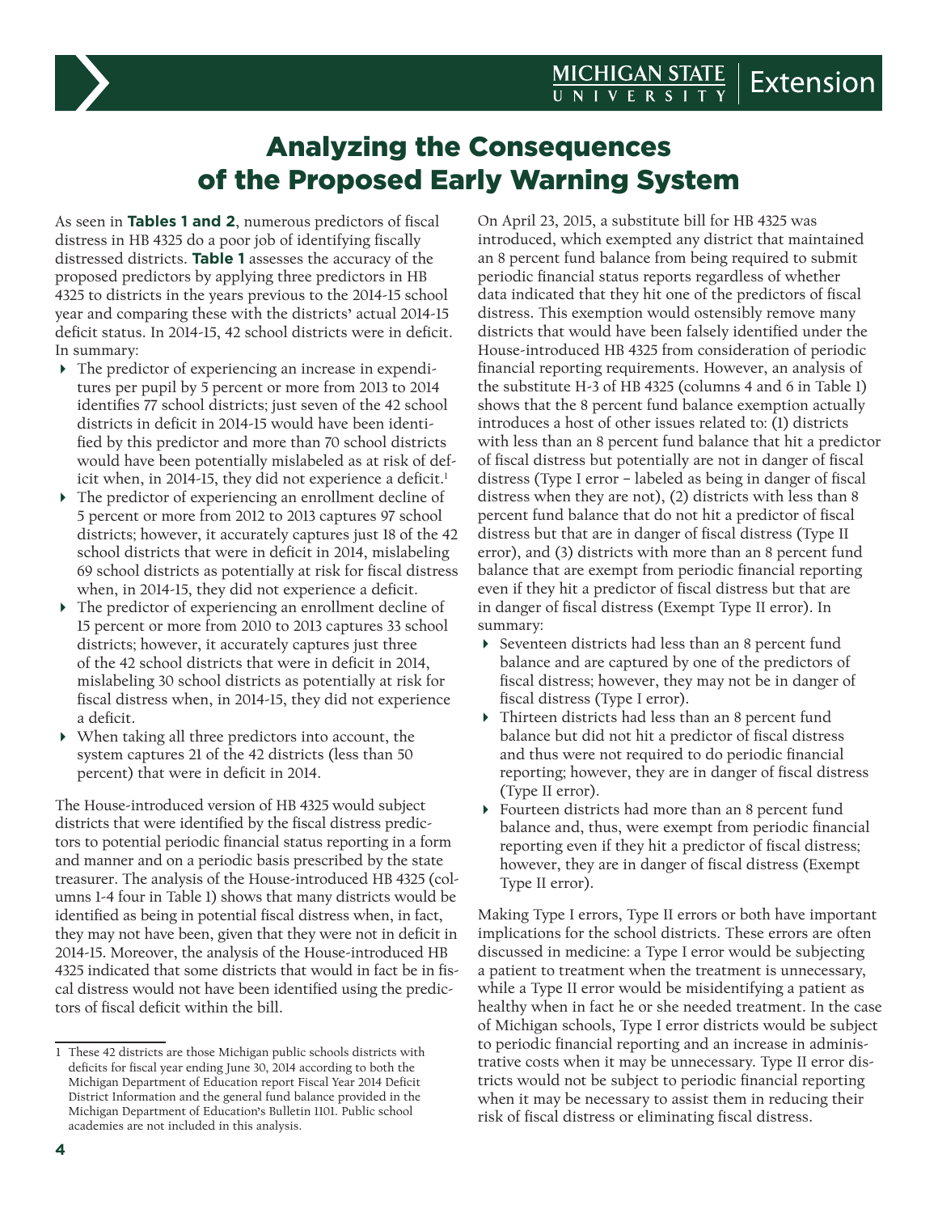# Analyzing the Consequences of the Proposed Early Warning System

As seen in **Tables 1 and 2**, numerous predictors of fiscal distress in HB 4325 do a poor job of identifying fiscally distressed districts. **Table 1** assesses the accuracy of the proposed predictors by applying three predictors in HB 4325 to districts in the years previous to the 2014-15 school year and comparing these with the districts' actual 2014-15 deficit status. In 2014-15, 42 school districts were in deficit. In summary:

- The predictor of experiencing an increase in expenditures per pupil by 5 percent or more from 2013 to 2014 identifies 77 school districts; just seven of the 42 school districts in deficit in 2014-15 would have been identified by this predictor and more than 70 school districts would have been potentially mislabeled as at risk of deficit when, in 2014-15, they did not experience a deficit.[1]
- The predictor of experiencing an enrollment decline of 5 percent or more from 2012 to 2013 captures 97 school districts; however, it accurately captures just 18 of the 42 school districts that were in deficit in 2014, mislabeling 69 school districts as potentially at risk for fiscal distress when, in 2014-15, they did not experience a deficit.
- The predictor of experiencing an enrollment decline of 15 percent or more from 2010 to 2013 captures 33 school districts; however, it accurately captures just three of the 42 school districts that were in deficit in 2014, mislabeling 30 school districts as potentially at risk for fiscal distress when, in 2014-15, they did not experience a deficit.
- When taking all three predictors into account, the system captures 21 of the 42 districts (less than 50 percent) that were in deficit in 2014.

The House-introduced version of HB 4325 would subject districts that were identified by the fiscal distress predictors to potential periodic financial status reporting in a form and manner and on a periodic basis prescribed by the state treasurer. The analysis of the House-introduced HB 4325 (columns 1-4 four in Table 1) shows that many districts would be identified as being in potential fiscal distress when, in fact, they may not have been, given that they were not in deficit in 2014-15. Moreover, the analysis of the House-introduced HB 4325 indicated that some districts that would in fact be in fiscal distress would not have been identified using the predictors of fiscal deficit within the bill.

On April 23, 2015, a substitute bill for HB 4325 was introduced, which exempted any district that maintained an 8 percent fund balance from being required to submit periodic financial status reports regardless of whether data indicated that they hit one of the predictors of fiscal distress. This exemption would ostensibly remove many districts that would have been falsely identified under the House-introduced HB 4325 from consideration of periodic financial reporting requirements. However, an analysis of the substitute H-3 of HB 4325 (columns 4 and 6 in Table 1) shows that the 8 percent fund balance exemption actually introduces a host of other issues related to: (1) districts with less than an 8 percent fund balance that hit a predictor of fiscal distress but potentially are not in danger of fiscal distress (Type I error – labeled as being in danger of fiscal distress when they are not), (2) districts with less than 8 percent fund balance that do not hit a predictor of fiscal distress but that are in danger of fiscal distress (Type II error), and (3) districts with more than an 8 percent fund balance that are exempt from periodic financial reporting even if they hit a predictor of fiscal distress but that are in danger of fiscal distress (Exempt Type II error). In summary:

- Seventeen districts had less than an 8 percent fund balance and are captured by one of the predictors of fiscal distress; however, they may not be in danger of fiscal distress (Type I error).
- Thirteen districts had less than an 8 percent fund balance but did not hit a predictor of fiscal distress and thus were not required to do periodic financial reporting; however, they are in danger of fiscal distress (Type II error).
- Fourteen districts had more than an 8 percent fund balance and, thus, were exempt from periodic financial reporting even if they hit a predictor of fiscal distress; however, they are in danger of fiscal distress (Exempt Type II error).

Making Type I errors, Type II errors or both have important implications for the school districts. These errors are often discussed in medicine: a Type I error would be subjecting a patient to treatment when the treatment is unnecessary, while a Type II error would be misidentifying a patient as healthy when in fact he or she needed treatment. In the case of Michigan schools, Type I error districts would be subject to periodic financial reporting and an increase in administrative costs when it may be unnecessary. Type II error districts would not be subject to periodic financial reporting when it may be necessary to assist them in reducing their risk of fiscal distress or eliminating fiscal distress.

---

[1] These 42 districts are those Michigan public schools districts with deficits for fiscal year ending June 30, 2014 according to both the Michigan Department of Education report Fiscal Year 2014 Deficit District Information and the general fund balance provided in the Michigan Department of Education's Bulletin 1101. Public school academies are not included in this analysis.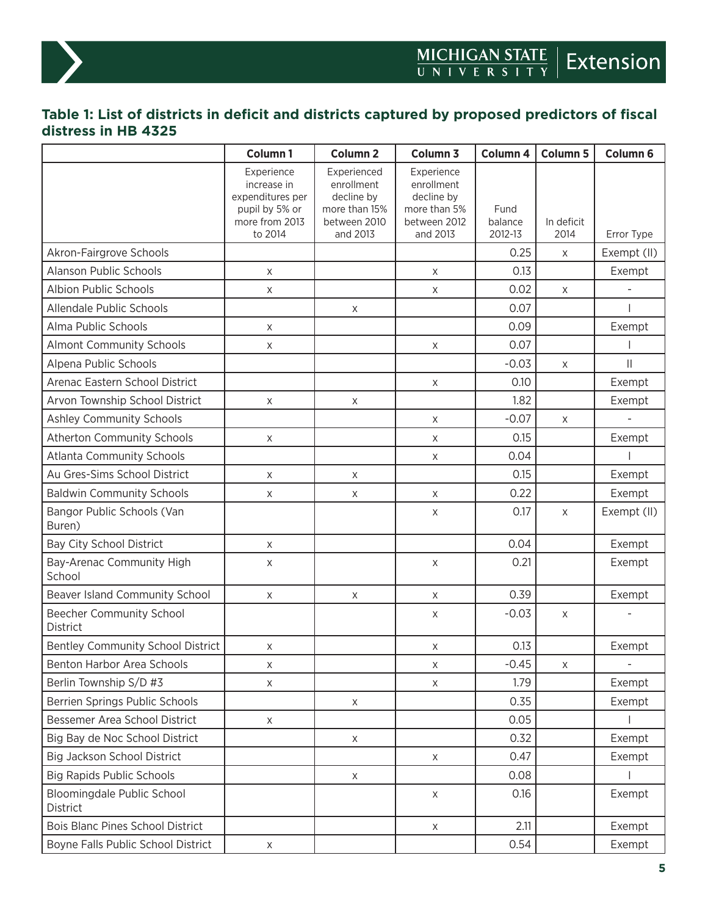## Table 1: List of districts in deficit and districts captured by proposed predictors of fiscal distress in HB 4325

| | Column 1 | Column 2 | Column 3 | Column 4 | Column 5 | Column 6 |
|---|---|---|---|---|---|---|
| | Experience increase in expenditures per pupil by 5% or more from 2013 to 2014 | Experienced enrollment decline by more than 15% between 2010 and 2013 | Experience enrollment decline by more than 5% between 2012 and 2013 | Fund balance 2012-13 | In deficit 2014 | Error Type |
| Akron-Fairgrove Schools | | | | 0.25 | x | Exempt (II) |
| Alanson Public Schools | x | | x | 0.13 | | Exempt |
| Albion Public Schools | x | | x | 0.02 | x | - |
| Allendale Public Schools | | x | | 0.07 | | I |
| Alma Public Schools | x | | | 0.09 | | Exempt |
| Almont Community Schools | x | | x | 0.07 | | I |
| Alpena Public Schools | | | | -0.03 | x | II |
| Arenac Eastern School District | | | x | 0.10 | | Exempt |
| Arvon Township School District | x | x | | 1.82 | | Exempt |
| Ashley Community Schools | | | x | -0.07 | x | - |
| Atherton Community Schools | x | | x | 0.15 | | Exempt |
| Atlanta Community Schools | | | x | 0.04 | | I |
| Au Gres-Sims School District | x | x | | 0.15 | | Exempt |
| Baldwin Community Schools | x | x | x | 0.22 | | Exempt |
| Bangor Public Schools (Van Buren) | | | x | 0.17 | x | Exempt (II) |
| Bay City School District | x | | | 0.04 | | Exempt |
| Bay-Arenac Community High School | x | | x | 0.21 | | Exempt |
| Beaver Island Community School | x | x | x | 0.39 | | Exempt |
| Beecher Community School District | | | x | -0.03 | x | - |
| Bentley Community School District | x | | x | 0.13 | | Exempt |
| Benton Harbor Area Schools | x | | x | -0.45 | x | - |
| Berlin Township S/D #3 | x | | x | 1.79 | | Exempt |
| Berrien Springs Public Schools | | x | | 0.35 | | Exempt |
| Bessemer Area School District | x | | | 0.05 | | I |
| Big Bay de Noc School District | | x | | 0.32 | | Exempt |
| Big Jackson School District | | | x | 0.47 | | Exempt |
| Big Rapids Public Schools | | x | | 0.08 | | I |
| Bloomingdale Public School District | | | x | 0.16 | | Exempt |
| Bois Blanc Pines School District | | | x | 2.11 | | Exempt |
| Boyne Falls Public School District | x | | | 0.54 | | Exempt |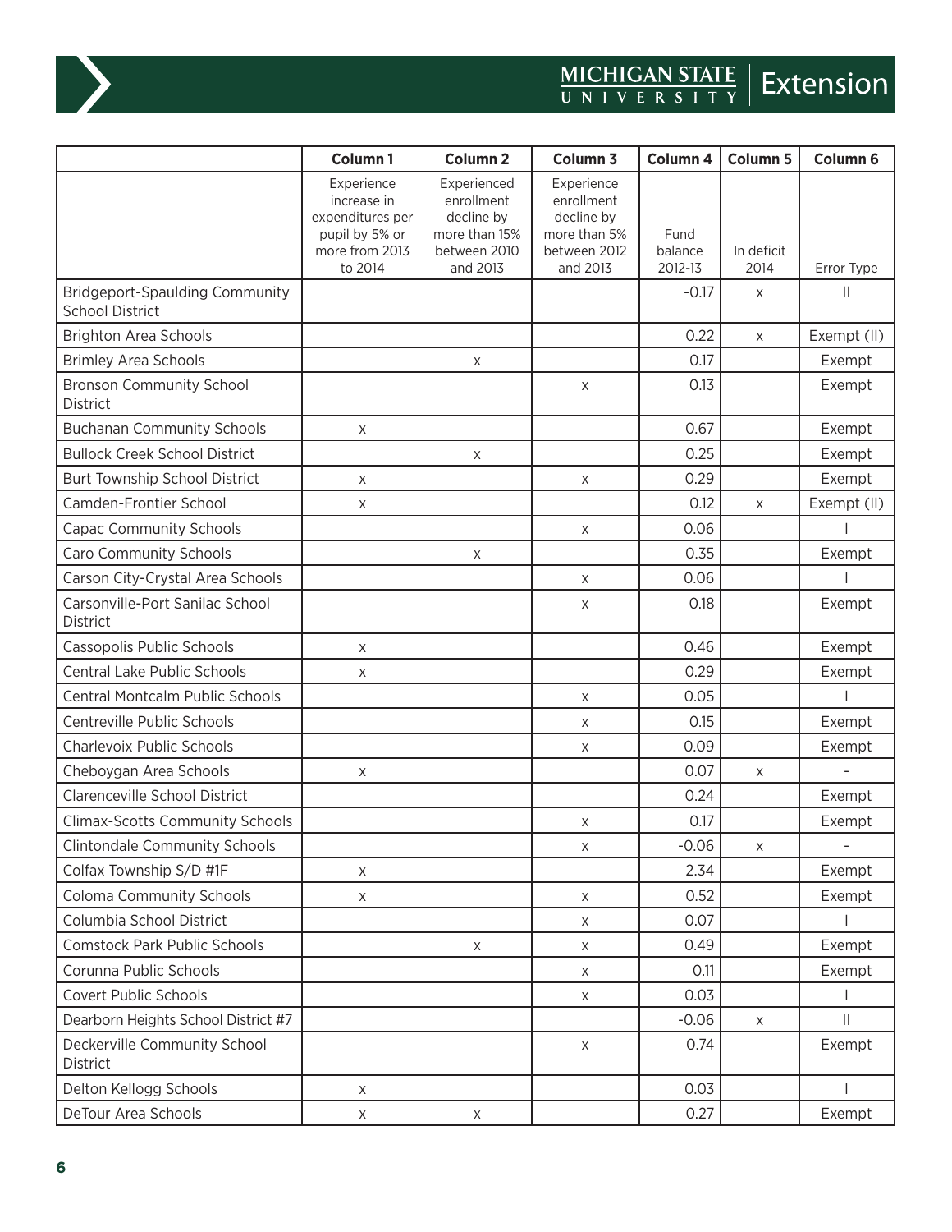| | Column 1 | Column 2 | Column 3 | Column 4 | Column 5 | Column 6 |
|---|---|---|---|---|---|---|
| | Experience increase in expenditures per pupil by 5% or more from 2013 to 2014 | Experienced enrollment decline by more than 15% between 2010 and 2013 | Experience enrollment decline by more than 5% between 2012 and 2013 | Fund balance 2012-13 | In deficit 2014 | Error Type |
| Bridgeport-Spaulding Community School District | | | | -0.17 | x | II |
| Brighton Area Schools | | | | 0.22 | x | Exempt (II) |
| Brimley Area Schools | | x | | 0.17 | | Exempt |
| Bronson Community School District | | | x | 0.13 | | Exempt |
| Buchanan Community Schools | x | | | 0.67 | | Exempt |
| Bullock Creek School District | | x | | 0.25 | | Exempt |
| Burt Township School District | x | | x | 0.29 | | Exempt |
| Camden-Frontier School | x | | | 0.12 | x | Exempt (II) |
| Capac Community Schools | | | x | 0.06 | | I |
| Caro Community Schools | | x | | 0.35 | | Exempt |
| Carson City-Crystal Area Schools | | | x | 0.06 | | I |
| Carsonville-Port Sanilac School District | | | x | 0.18 | | Exempt |
| Cassopolis Public Schools | x | | | 0.46 | | Exempt |
| Central Lake Public Schools | x | | | 0.29 | | Exempt |
| Central Montcalm Public Schools | | | x | 0.05 | | I |
| Centreville Public Schools | | | x | 0.15 | | Exempt |
| Charlevoix Public Schools | | | x | 0.09 | | Exempt |
| Cheboygan Area Schools | x | | | 0.07 | x | - |
| Clarenceville School District | | | | 0.24 | | Exempt |
| Climax-Scotts Community Schools | | | x | 0.17 | | Exempt |
| Clintondale Community Schools | | | x | -0.06 | x | - |
| Colfax Township S/D #1F | x | | | 2.34 | | Exempt |
| Coloma Community Schools | x | | x | 0.52 | | Exempt |
| Columbia School District | | | x | 0.07 | | I |
| Comstock Park Public Schools | | x | x | 0.49 | | Exempt |
| Corunna Public Schools | | | x | 0.11 | | Exempt |
| Covert Public Schools | | | x | 0.03 | | I |
| Dearborn Heights School District #7 | | | | -0.06 | x | II |
| Deckerville Community School District | | | x | 0.74 | | Exempt |
| Delton Kellogg Schools | x | | | 0.03 | | I |
| DeTour Area Schools | x | x | | 0.27 | | Exempt |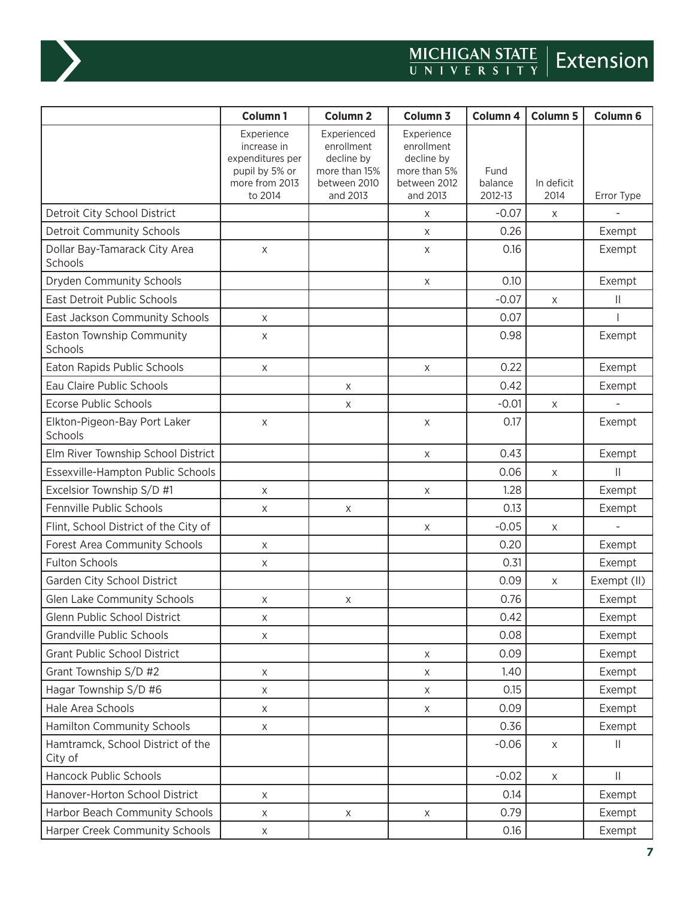| | Column 1 | Column 2 | Column 3 | Column 4 | Column 5 | Column 6 |
|---|---|---|---|---|---|---|
| | Experience increase in expenditures per pupil by 5% or more from 2013 to 2014 | Experienced enrollment decline by more than 15% between 2010 and 2013 | Experience enrollment decline by more than 5% between 2012 and 2013 | Fund balance 2012-13 | In deficit 2014 | Error Type |
| Detroit City School District | | | x | -0.07 | x | - |
| Detroit Community Schools | | | x | 0.26 | | Exempt |
| Dollar Bay-Tamarack City Area Schools | x | | x | 0.16 | | Exempt |
| Dryden Community Schools | | | x | 0.10 | | Exempt |
| East Detroit Public Schools | | | | -0.07 | x | II |
| East Jackson Community Schools | x | | | 0.07 | | I |
| Easton Township Community Schools | x | | | 0.98 | | Exempt |
| Eaton Rapids Public Schools | x | | x | 0.22 | | Exempt |
| Eau Claire Public Schools | | x | | 0.42 | | Exempt |
| Ecorse Public Schools | | x | | -0.01 | x | - |
| Elkton-Pigeon-Bay Port Laker Schools | x | | x | 0.17 | | Exempt |
| Elm River Township School District | | | x | 0.43 | | Exempt |
| Essexville-Hampton Public Schools | | | | 0.06 | x | II |
| Excelsior Township S/D #1 | x | | x | 1.28 | | Exempt |
| Fennville Public Schools | x | x | | 0.13 | | Exempt |
| Flint, School District of the City of | | | x | -0.05 | x | - |
| Forest Area Community Schools | x | | | 0.20 | | Exempt |
| Fulton Schools | x | | | 0.31 | | Exempt |
| Garden City School District | | | | 0.09 | x | Exempt (II) |
| Glen Lake Community Schools | x | x | | 0.76 | | Exempt |
| Glenn Public School District | x | | | 0.42 | | Exempt |
| Grandville Public Schools | x | | | 0.08 | | Exempt |
| Grant Public School District | | | x | 0.09 | | Exempt |
| Grant Township S/D #2 | x | | x | 1.40 | | Exempt |
| Hagar Township S/D #6 | x | | x | 0.15 | | Exempt |
| Hale Area Schools | x | | x | 0.09 | | Exempt |
| Hamilton Community Schools | x | | | 0.36 | | Exempt |
| Hamtramck, School District of the City of | | | | -0.06 | x | II |
| Hancock Public Schools | | | | -0.02 | x | II |
| Hanover-Horton School District | x | | | 0.14 | | Exempt |
| Harbor Beach Community Schools | x | x | x | 0.79 | | Exempt |
| Harper Creek Community Schools | x | | | 0.16 | | Exempt |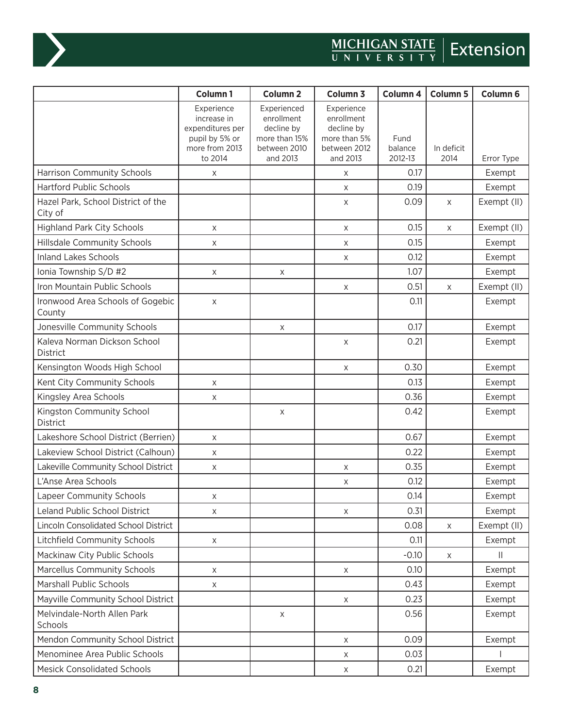| | Column 1 | Column 2 | Column 3 | Column 4 | Column 5 | Column 6 |
|---|---|---|---|---|---|---|
| | Experience increase in expenditures per pupil by 5% or more from 2013 to 2014 | Experienced enrollment decline by more than 15% between 2010 and 2013 | Experience enrollment decline by more than 5% between 2012 and 2013 | Fund balance 2012-13 | In deficit 2014 | Error Type |
| Harrison Community Schools | x | | x | 0.17 | | Exempt |
| Hartford Public Schools | | | x | 0.19 | | Exempt |
| Hazel Park, School District of the City of | | | x | 0.09 | x | Exempt (II) |
| Highland Park City Schools | x | | x | 0.15 | x | Exempt (II) |
| Hillsdale Community Schools | x | | x | 0.15 | | Exempt |
| Inland Lakes Schools | | | x | 0.12 | | Exempt |
| Ionia Township S/D #2 | x | x | | 1.07 | | Exempt |
| Iron Mountain Public Schools | | | x | 0.51 | x | Exempt (II) |
| Ironwood Area Schools of Gogebic County | x | | | 0.11 | | Exempt |
| Jonesville Community Schools | | x | | 0.17 | | Exempt |
| Kaleva Norman Dickson School District | | | x | 0.21 | | Exempt |
| Kensington Woods High School | | | x | 0.30 | | Exempt |
| Kent City Community Schools | x | | | 0.13 | | Exempt |
| Kingsley Area Schools | x | | | 0.36 | | Exempt |
| Kingston Community School District | | x | | 0.42 | | Exempt |
| Lakeshore School District (Berrien) | x | | | 0.67 | | Exempt |
| Lakeview School District (Calhoun) | x | | | 0.22 | | Exempt |
| Lakeville Community School District | x | | x | 0.35 | | Exempt |
| L'Anse Area Schools | | | x | 0.12 | | Exempt |
| Lapeer Community Schools | x | | | 0.14 | | Exempt |
| Leland Public School District | x | | x | 0.31 | | Exempt |
| Lincoln Consolidated School District | | | | 0.08 | x | Exempt (II) |
| Litchfield Community Schools | x | | | 0.11 | | Exempt |
| Mackinaw City Public Schools | | | | -0.10 | x | II |
| Marcellus Community Schools | x | | x | 0.10 | | Exempt |
| Marshall Public Schools | x | | | 0.43 | | Exempt |
| Mayville Community School District | | | x | 0.23 | | Exempt |
| Melvindale-North Allen Park Schools | | x | | 0.56 | | Exempt |
| Mendon Community School District | | | x | 0.09 | | Exempt |
| Menominee Area Public Schools | | | x | 0.03 | | I |
| Mesick Consolidated Schools | | | x | 0.21 | | Exempt |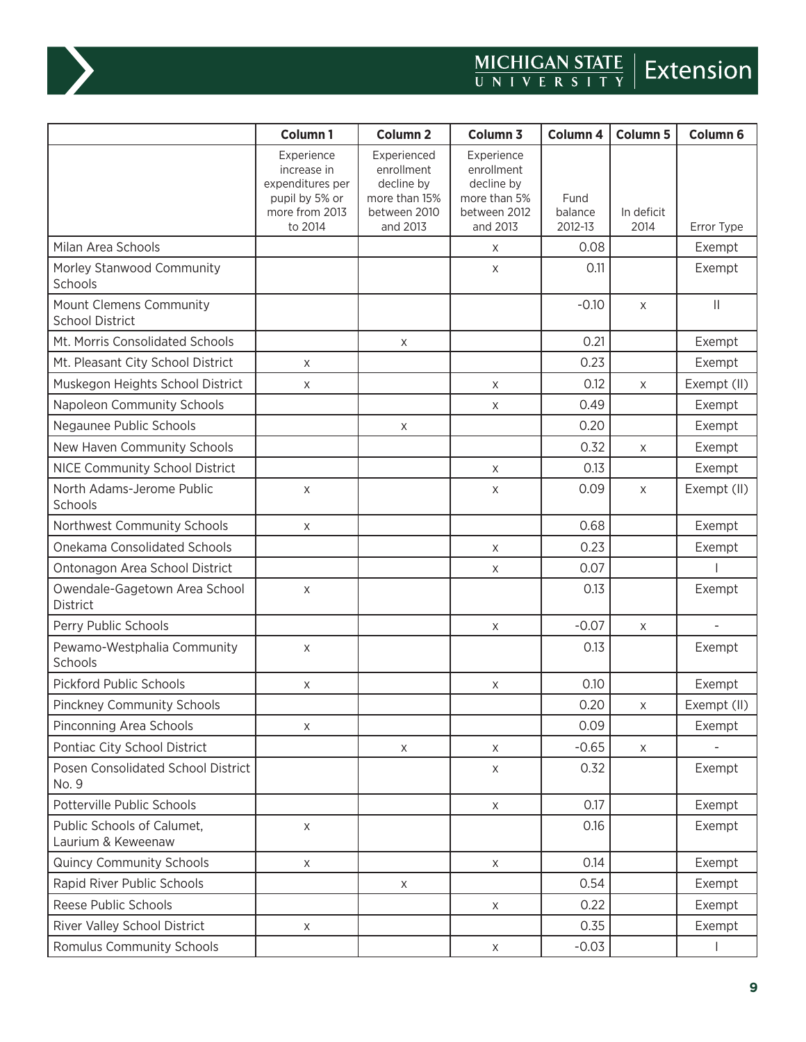| | Column 1 | Column 2 | Column 3 | Column 4 | Column 5 | Column 6 |
|---|---|---|---|---|---|---|
| | Experience increase in expenditures per pupil by 5% or more from 2013 to 2014 | Experienced enrollment decline by more than 15% between 2010 and 2013 | Experience enrollment decline by more than 5% between 2012 and 2013 | Fund balance 2012-13 | In deficit 2014 | Error Type |
| Milan Area Schools | | | x | 0.08 | | Exempt |
| Morley Stanwood Community Schools | | | x | 0.11 | | Exempt |
| Mount Clemens Community School District | | | | -0.10 | x | II |
| Mt. Morris Consolidated Schools | | x | | 0.21 | | Exempt |
| Mt. Pleasant City School District | x | | | 0.23 | | Exempt |
| Muskegon Heights School District | x | | x | 0.12 | x | Exempt (II) |
| Napoleon Community Schools | | | x | 0.49 | | Exempt |
| Negaunee Public Schools | | x | | 0.20 | | Exempt |
| New Haven Community Schools | | | | 0.32 | x | Exempt |
| NICE Community School District | | | x | 0.13 | | Exempt |
| North Adams-Jerome Public Schools | x | | x | 0.09 | x | Exempt (II) |
| Northwest Community Schools | x | | | 0.68 | | Exempt |
| Onekama Consolidated Schools | | | x | 0.23 | | Exempt |
| Ontonagon Area School District | | | x | 0.07 | | I |
| Owendale-Gagetown Area School District | x | | | 0.13 | | Exempt |
| Perry Public Schools | | | x | -0.07 | x | - |
| Pewamo-Westphalia Community Schools | x | | | 0.13 | | Exempt |
| Pickford Public Schools | x | | x | 0.10 | | Exempt |
| Pinckney Community Schools | | | | 0.20 | x | Exempt (II) |
| Pinconning Area Schools | x | | | 0.09 | | Exempt |
| Pontiac City School District | | x | x | -0.65 | x | - |
| Posen Consolidated School District No. 9 | | | x | 0.32 | | Exempt |
| Potterville Public Schools | | | x | 0.17 | | Exempt |
| Public Schools of Calumet, Laurium & Keweenaw | x | | | 0.16 | | Exempt |
| Quincy Community Schools | x | | x | 0.14 | | Exempt |
| Rapid River Public Schools | | x | | 0.54 | | Exempt |
| Reese Public Schools | | | x | 0.22 | | Exempt |
| River Valley School District | x | | | 0.35 | | Exempt |
| Romulus Community Schools | | | x | -0.03 | | I |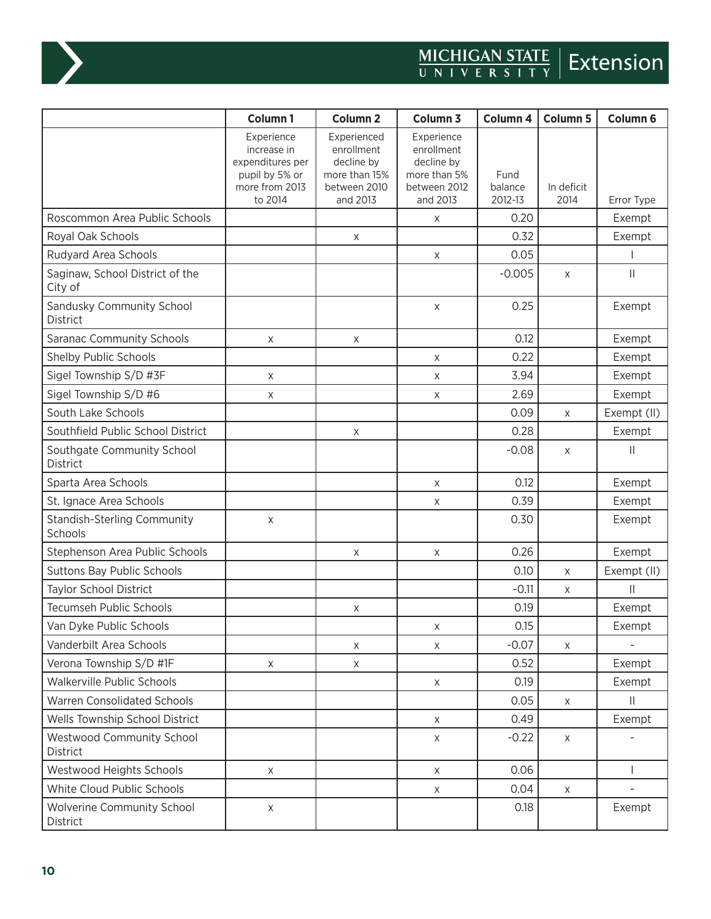| | Column 1 | Column 2 | Column 3 | Column 4 | Column 5 | Column 6 |
|---|---|---|---|---|---|---|
| | Experience increase in expenditures per pupil by 5% or more from 2013 to 2014 | Experienced enrollment decline by more than 15% between 2010 and 2013 | Experience enrollment decline by more than 5% between 2012 and 2013 | Fund balance 2012-13 | In deficit 2014 | Error Type |
| Roscommon Area Public Schools | | | x | 0.20 | | Exempt |
| Royal Oak Schools | | x | | 0.32 | | Exempt |
| Rudyard Area Schools | | | x | 0.05 | | I |
| Saginaw, School District of the City of | | | | -0.005 | x | II |
| Sandusky Community School District | | | x | 0.25 | | Exempt |
| Saranac Community Schools | x | x | | 0.12 | | Exempt |
| Shelby Public Schools | | | x | 0.22 | | Exempt |
| Sigel Township S/D #3F | x | | x | 3.94 | | Exempt |
| Sigel Township S/D #6 | x | | x | 2.69 | | Exempt |
| South Lake Schools | | | | 0.09 | x | Exempt (II) |
| Southfield Public School District | | x | | 0.28 | | Exempt |
| Southgate Community School District | | | | -0.08 | x | II |
| Sparta Area Schools | | | x | 0.12 | | Exempt |
| St. Ignace Area Schools | | | x | 0.39 | | Exempt |
| Standish-Sterling Community Schools | x | | | 0.30 | | Exempt |
| Stephenson Area Public Schools | | x | x | 0.26 | | Exempt |
| Suttons Bay Public Schools | | | | 0.10 | x | Exempt (II) |
| Taylor School District | | | | -0.11 | x | II |
| Tecumseh Public Schools | | x | | 0.19 | | Exempt |
| Van Dyke Public Schools | | | x | 0.15 | | Exempt |
| Vanderbilt Area Schools | | x | x | -0.07 | x | - |
| Verona Township S/D #1F | x | x | | 0.52 | | Exempt |
| Walkerville Public Schools | | | x | 0.19 | | Exempt |
| Warren Consolidated Schools | | | | 0.05 | x | II |
| Wells Township School District | | | x | 0.49 | | Exempt |
| Westwood Community School District | | | x | -0.22 | x | - |
| Westwood Heights Schools | x | | x | 0.06 | | I |
| White Cloud Public Schools | | | x | 0.04 | x | - |
| Wolverine Community School District | x | | | 0.18 | | Exempt |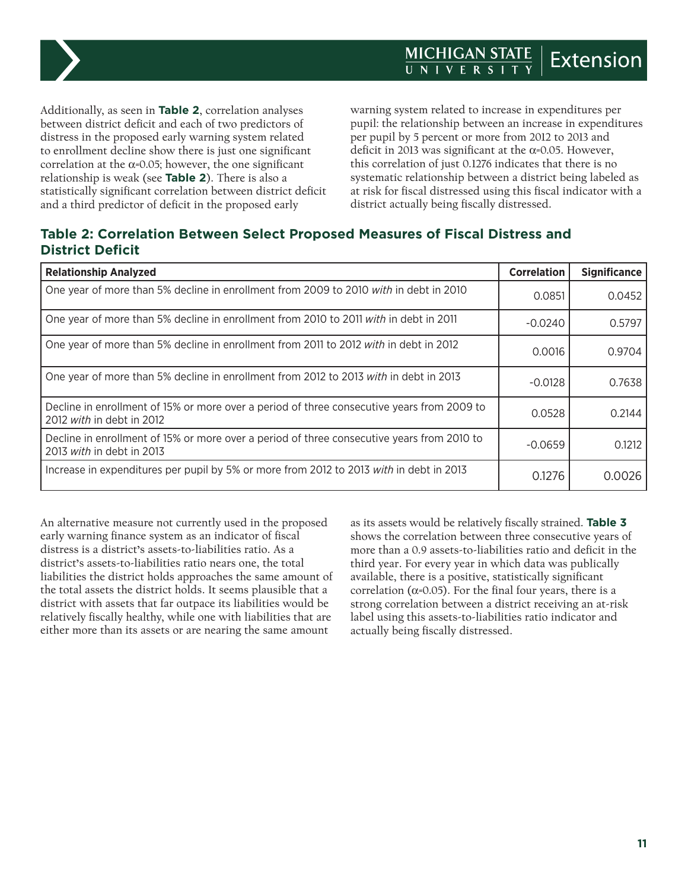Additionally, as seen in **Table 2**, correlation analyses between district deficit and each of two predictors of distress in the proposed early warning system related to enrollment decline show there is just one significant correlation at the $\alpha$=0.05; however, the one significant relationship is weak (see **Table 2**). There is also a statistically significant correlation between district deficit and a third predictor of deficit in the proposed early warning system related to increase in expenditures per pupil: the relationship between an increase in expenditures per pupil by 5 percent or more from 2012 to 2013 and deficit in 2013 was significant at the $\alpha$=0.05. However, this correlation of just 0.1276 indicates that there is no systematic relationship between a district being labeled as at risk for fiscal distressed using this fiscal indicator with a district actually being fiscally distressed.

### Table 2: Correlation Between Select Proposed Measures of Fiscal Distress and District Deficit

| Relationship Analyzed | Correlation | Significance |
|---|---|---|
| One year of more than 5% decline in enrollment from 2009 to 2010 *with* in debt in 2010 | 0.0851 | 0.0452 |
| One year of more than 5% decline in enrollment from 2010 to 2011 *with* in debt in 2011 | -0.0240 | 0.5797 |
| One year of more than 5% decline in enrollment from 2011 to 2012 *with* in debt in 2012 | 0.0016 | 0.9704 |
| One year of more than 5% decline in enrollment from 2012 to 2013 *with* in debt in 2013 | -0.0128 | 0.7638 |
| Decline in enrollment of 15% or more over a period of three consecutive years from 2009 to 2012 *with* in debt in 2012 | 0.0528 | 0.2144 |
| Decline in enrollment of 15% or more over a period of three consecutive years from 2010 to 2013 *with* in debt in 2013 | -0.0659 | 0.1212 |
| Increase in expenditures per pupil by 5% or more from 2012 to 2013 *with* in debt in 2013 | 0.1276 | 0.0026 |

An alternative measure not currently used in the proposed early warning finance system as an indicator of fiscal distress is a district's assets-to-liabilities ratio. As a district's assets-to-liabilities ratio nears one, the total liabilities the district holds approaches the same amount of the total assets the district holds. It seems plausible that a district with assets that far outpace its liabilities would be relatively fiscally healthy, while one with liabilities that are either more than its assets or are nearing the same amount as its assets would be relatively fiscally strained. **Table 3** shows the correlation between three consecutive years of more than a 0.9 assets-to-liabilities ratio and deficit in the third year. For every year in which data was publically available, there is a positive, statistically significant correlation ($\alpha$=0.05). For the final four years, there is a strong correlation between a district receiving an at-risk label using this assets-to-liabilities ratio indicator and actually being fiscally distressed.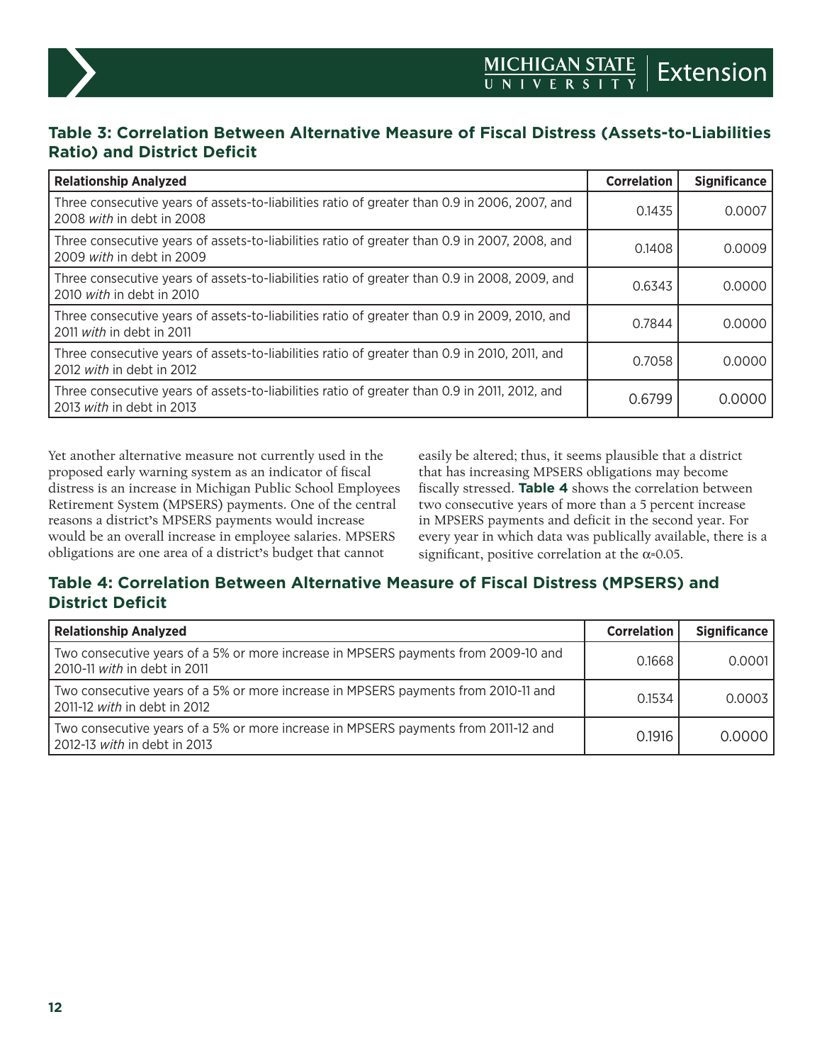### Table 3: Correlation Between Alternative Measure of Fiscal Distress (Assets-to-Liabilities Ratio) and District Deficit

| Relationship Analyzed | Correlation | Significance |
|---|---|---|
| Three consecutive years of assets-to-liabilities ratio of greater than 0.9 in 2006, 2007, and 2008 *with* in debt in 2008 | 0.1435 | 0.0007 |
| Three consecutive years of assets-to-liabilities ratio of greater than 0.9 in 2007, 2008, and 2009 *with* in debt in 2009 | 0.1408 | 0.0009 |
| Three consecutive years of assets-to-liabilities ratio of greater than 0.9 in 2008, 2009, and 2010 *with* in debt in 2010 | 0.6343 | 0.0000 |
| Three consecutive years of assets-to-liabilities ratio of greater than 0.9 in 2009, 2010, and 2011 *with* in debt in 2011 | 0.7844 | 0.0000 |
| Three consecutive years of assets-to-liabilities ratio of greater than 0.9 in 2010, 2011, and 2012 *with* in debt in 2012 | 0.7058 | 0.0000 |
| Three consecutive years of assets-to-liabilities ratio of greater than 0.9 in 2011, 2012, and 2013 *with* in debt in 2013 | 0.6799 | 0.0000 |

Yet another alternative measure not currently used in the proposed early warning system as an indicator of fiscal distress is an increase in Michigan Public School Employees Retirement System (MPSERS) payments. One of the central reasons a district's MPSERS payments would increase would be an overall increase in employee salaries. MPSERS obligations are one area of a district's budget that cannot easily be altered; thus, it seems plausible that a district that has increasing MPSERS obligations may become fiscally stressed. **Table 4** shows the correlation between two consecutive years of more than a 5 percent increase in MPSERS payments and deficit in the second year. For every year in which data was publically available, there is a significant, positive correlation at the $\alpha$=0.05.

### Table 4: Correlation Between Alternative Measure of Fiscal Distress (MPSERS) and District Deficit

| Relationship Analyzed | Correlation | Significance |
|---|---|---|
| Two consecutive years of a 5% or more increase in MPSERS payments from 2009-10 and 2010-11 *with* in debt in 2011 | 0.1668 | 0.0001 |
| Two consecutive years of a 5% or more increase in MPSERS payments from 2010-11 and 2011-12 *with* in debt in 2012 | 0.1534 | 0.0003 |
| Two consecutive years of a 5% or more increase in MPSERS payments from 2011-12 and 2012-13 *with* in debt in 2013 | 0.1916 | 0.0000 |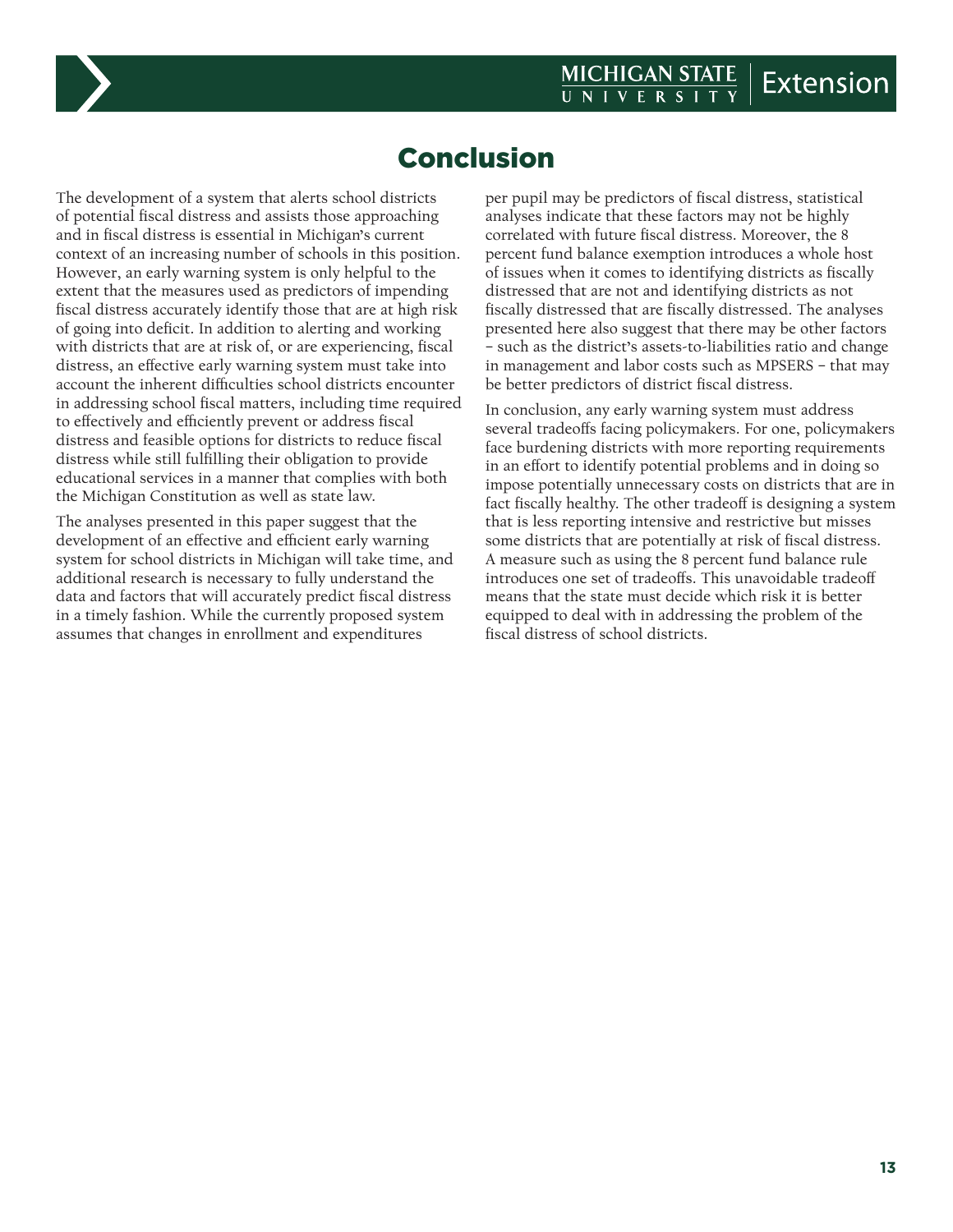# Conclusion

The development of a system that alerts school districts of potential fiscal distress and assists those approaching and in fiscal distress is essential in Michigan's current context of an increasing number of schools in this position. However, an early warning system is only helpful to the extent that the measures used as predictors of impending fiscal distress accurately identify those that are at high risk of going into deficit. In addition to alerting and working with districts that are at risk of, or are experiencing, fiscal distress, an effective early warning system must take into account the inherent difficulties school districts encounter in addressing school fiscal matters, including time required to effectively and efficiently prevent or address fiscal distress and feasible options for districts to reduce fiscal distress while still fulfilling their obligation to provide educational services in a manner that complies with both the Michigan Constitution as well as state law.

The analyses presented in this paper suggest that the development of an effective and efficient early warning system for school districts in Michigan will take time, and additional research is necessary to fully understand the data and factors that will accurately predict fiscal distress in a timely fashion. While the currently proposed system assumes that changes in enrollment and expenditures per pupil may be predictors of fiscal distress, statistical analyses indicate that these factors may not be highly correlated with future fiscal distress. Moreover, the 8 percent fund balance exemption introduces a whole host of issues when it comes to identifying districts as fiscally distressed that are not and identifying districts as not fiscally distressed that are fiscally distressed. The analyses presented here also suggest that there may be other factors – such as the district's assets-to-liabilities ratio and change in management and labor costs such as MPSERS – that may be better predictors of district fiscal distress.

In conclusion, any early warning system must address several tradeoffs facing policymakers. For one, policymakers face burdening districts with more reporting requirements in an effort to identify potential problems and in doing so impose potentially unnecessary costs on districts that are in fact fiscally healthy. The other tradeoff is designing a system that is less reporting intensive and restrictive but misses some districts that are potentially at risk of fiscal distress. A measure such as using the 8 percent fund balance rule introduces one set of tradeoffs. This unavoidable tradeoff means that the state must decide which risk it is better equipped to deal with in addressing the problem of the fiscal distress of school districts.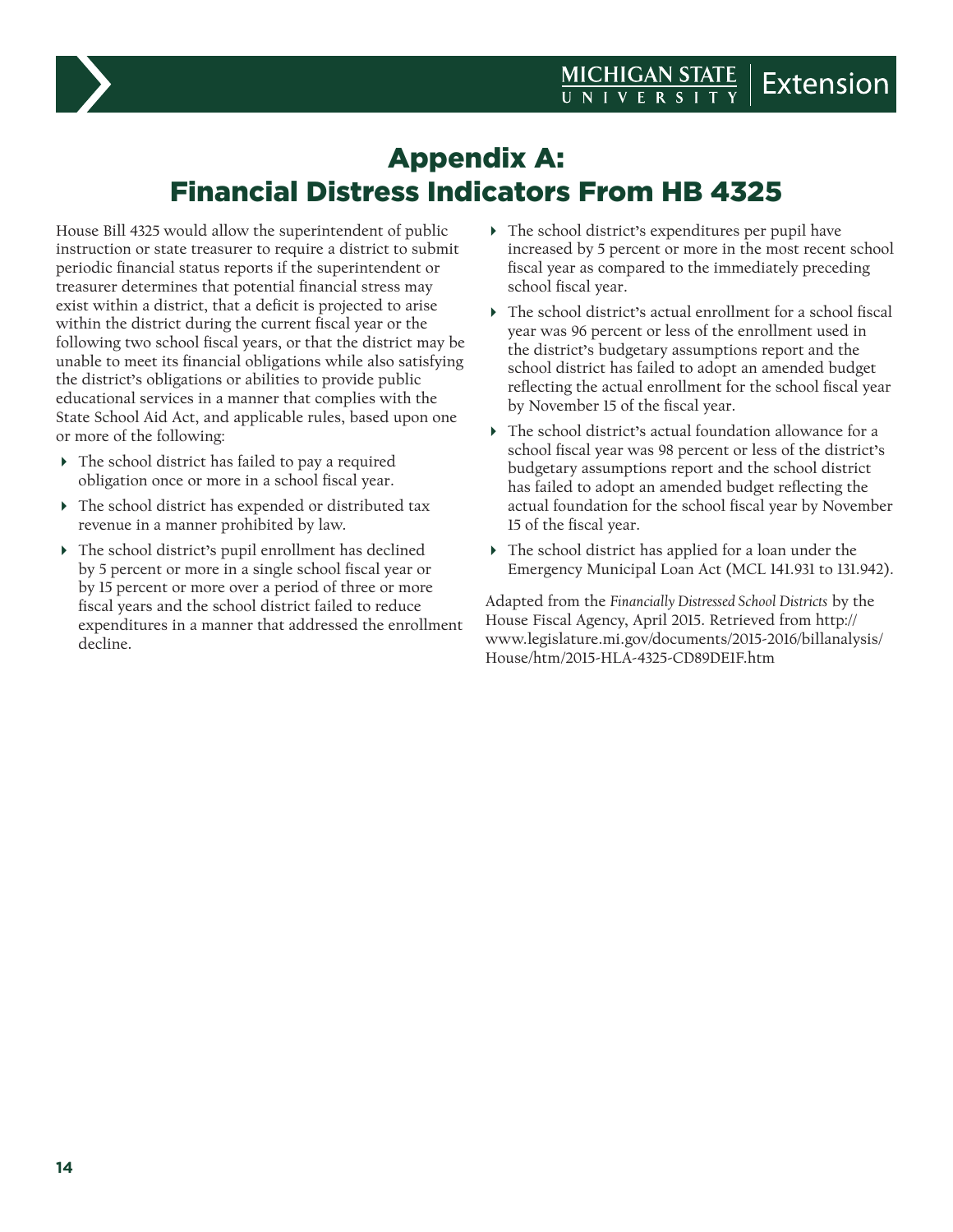# Appendix A: Financial Distress Indicators From HB 4325

House Bill 4325 would allow the superintendent of public instruction or state treasurer to require a district to submit periodic financial status reports if the superintendent or treasurer determines that potential financial stress may exist within a district, that a deficit is projected to arise within the district during the current fiscal year or the following two school fiscal years, or that the district may be unable to meet its financial obligations while also satisfying the district's obligations or abilities to provide public educational services in a manner that complies with the State School Aid Act, and applicable rules, based upon one or more of the following:

- The school district has failed to pay a required obligation once or more in a school fiscal year.
- The school district has expended or distributed tax revenue in a manner prohibited by law.
- The school district's pupil enrollment has declined by 5 percent or more in a single school fiscal year or by 15 percent or more over a period of three or more fiscal years and the school district failed to reduce expenditures in a manner that addressed the enrollment decline.
- The school district's expenditures per pupil have increased by 5 percent or more in the most recent school fiscal year as compared to the immediately preceding school fiscal year.
- The school district's actual enrollment for a school fiscal year was 96 percent or less of the enrollment used in the district's budgetary assumptions report and the school district has failed to adopt an amended budget reflecting the actual enrollment for the school fiscal year by November 15 of the fiscal year.
- The school district's actual foundation allowance for a school fiscal year was 98 percent or less of the district's budgetary assumptions report and the school district has failed to adopt an amended budget reflecting the actual foundation for the school fiscal year by November 15 of the fiscal year.
- The school district has applied for a loan under the Emergency Municipal Loan Act (MCL 141.931 to 131.942).

Adapted from the *Financially Distressed School Districts* by the House Fiscal Agency, April 2015. Retrieved from http://www.legislature.mi.gov/documents/2015-2016/billanalysis/House/htm/2015-HLA-4325-CD89DE1F.htm